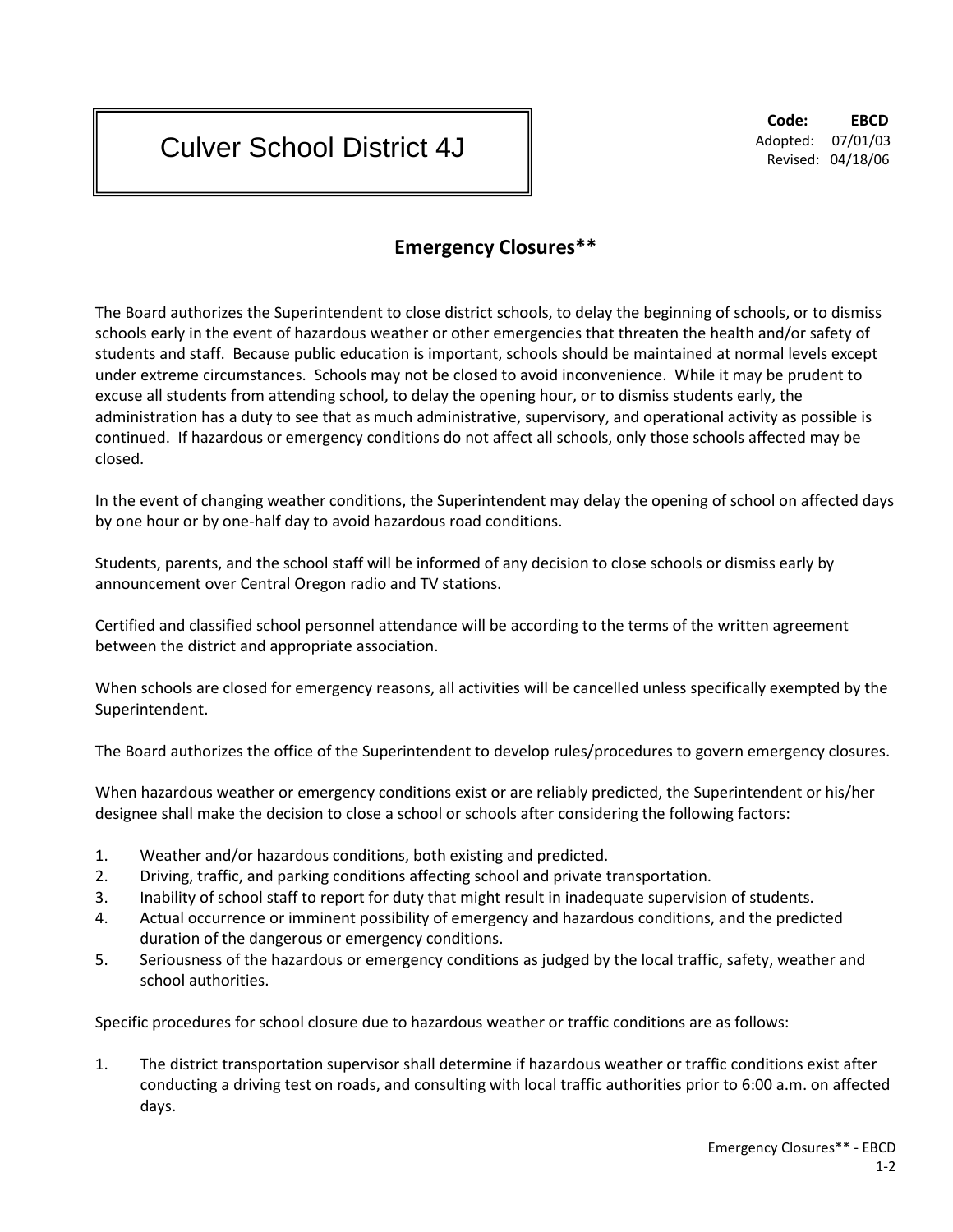# Culver School District 4J

**Code: EBCD**
Adopted: 07/01/03
Revised: 04/18/06

## Emergency Closures**

The Board authorizes the Superintendent to close district schools, to delay the beginning of schools, or to dismiss schools early in the event of hazardous weather or other emergencies that threaten the health and/or safety of students and staff. Because public education is important, schools should be maintained at normal levels except under extreme circumstances. Schools may not be closed to avoid inconvenience. While it may be prudent to excuse all students from attending school, to delay the opening hour, or to dismiss students early, the administration has a duty to see that as much administrative, supervisory, and operational activity as possible is continued. If hazardous or emergency conditions do not affect all schools, only those schools affected may be closed.

In the event of changing weather conditions, the Superintendent may delay the opening of school on affected days by one hour or by one-half day to avoid hazardous road conditions.

Students, parents, and the school staff will be informed of any decision to close schools or dismiss early by announcement over Central Oregon radio and TV stations.

Certified and classified school personnel attendance will be according to the terms of the written agreement between the district and appropriate association.

When schools are closed for emergency reasons, all activities will be cancelled unless specifically exempted by the Superintendent.

The Board authorizes the office of the Superintendent to develop rules/procedures to govern emergency closures.

When hazardous weather or emergency conditions exist or are reliably predicted, the Superintendent or his/her designee shall make the decision to close a school or schools after considering the following factors:

1. Weather and/or hazardous conditions, both existing and predicted.
2. Driving, traffic, and parking conditions affecting school and private transportation.
3. Inability of school staff to report for duty that might result in inadequate supervision of students.
4. Actual occurrence or imminent possibility of emergency and hazardous conditions, and the predicted duration of the dangerous or emergency conditions.
5. Seriousness of the hazardous or emergency conditions as judged by the local traffic, safety, weather and school authorities.

Specific procedures for school closure due to hazardous weather or traffic conditions are as follows:

1. The district transportation supervisor shall determine if hazardous weather or traffic conditions exist after conducting a driving test on roads, and consulting with local traffic authorities prior to 6:00 a.m. on affected days.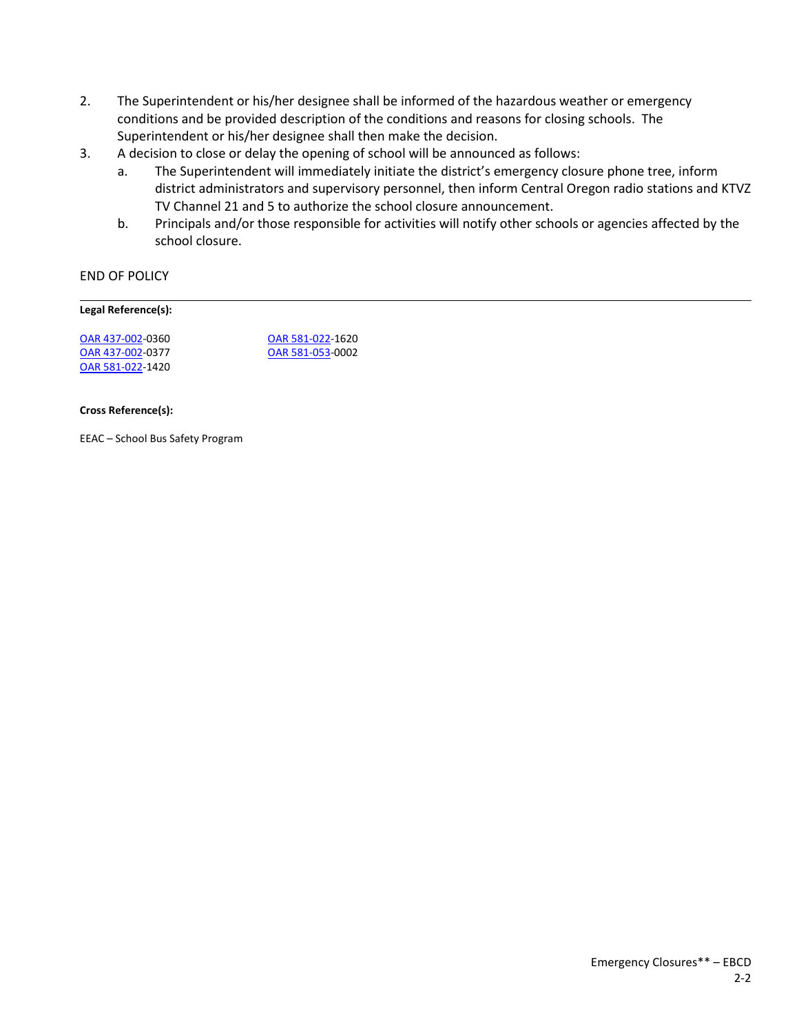2. The Superintendent or his/her designee shall be informed of the hazardous weather or emergency conditions and be provided description of the conditions and reasons for closing schools. The Superintendent or his/her designee shall then make the decision.
3. A decision to close or delay the opening of school will be announced as follows:
   a. The Superintendent will immediately initiate the district's emergency closure phone tree, inform district administrators and supervisory personnel, then inform Central Oregon radio stations and KTVZ TV Channel 21 and 5 to authorize the school closure announcement.
   b. Principals and/or those responsible for activities will notify other schools or agencies affected by the school closure.

END OF POLICY

---

**Legal Reference(s):**

OAR 437-002-0360
OAR 437-002-0377
OAR 581-022-1420
OAR 581-022-1620
OAR 581-053-0002

**Cross Reference(s):**

EEAC – School Bus Safety Program